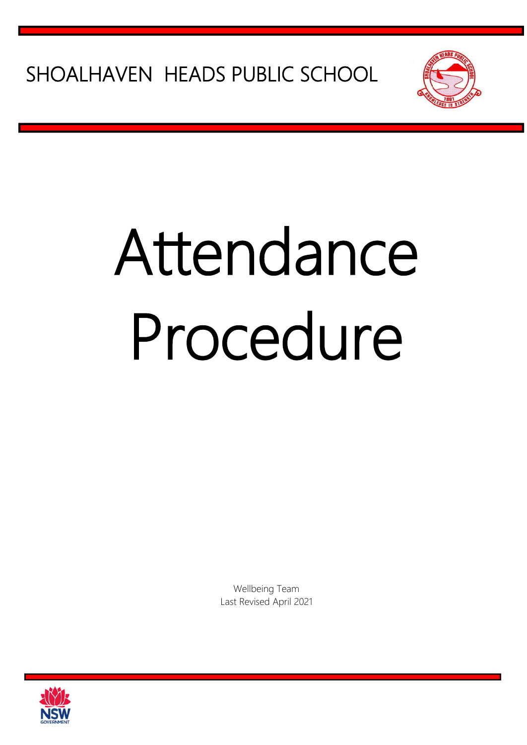SHOALHAVEN HEADS PUBLIC SCHOOL

# Attendance Procedure

Wellbeing Team
Last Revised April 2021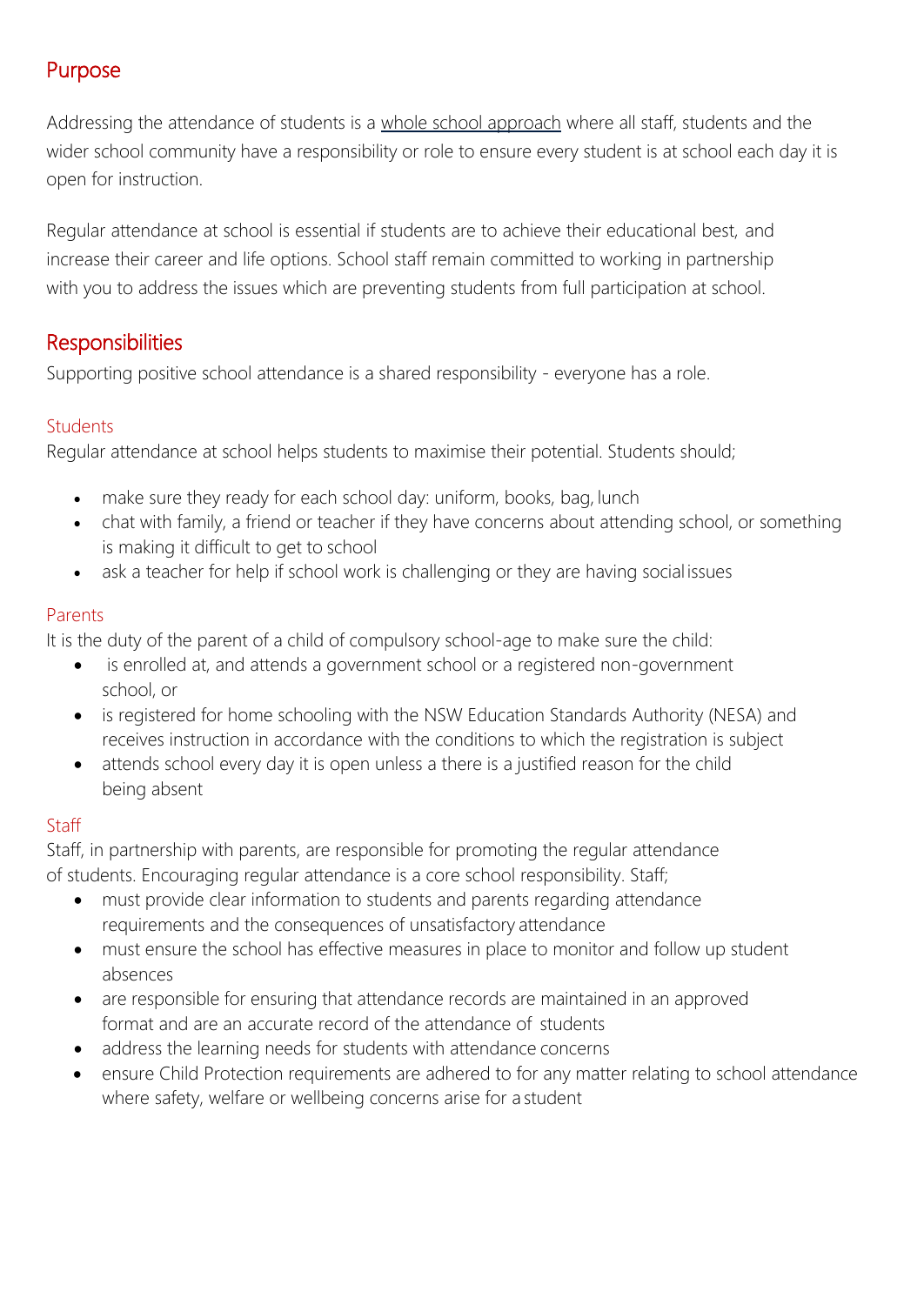## Purpose

Addressing the attendance of students is a whole school approach where all staff, students and the wider school community have a responsibility or role to ensure every student is at school each day it is open for instruction.

Regular attendance at school is essential if students are to achieve their educational best, and increase their career and life options. School staff remain committed to working in partnership with you to address the issues which are preventing students from full participation at school.

## Responsibilities

Supporting positive school attendance is a shared responsibility - everyone has a role.

### Students

Regular attendance at school helps students to maximise their potential. Students should;

- make sure they ready for each school day: uniform, books, bag, lunch
- chat with family, a friend or teacher if they have concerns about attending school, or something is making it difficult to get to school
- ask a teacher for help if school work is challenging or they are having social issues

### Parents

It is the duty of the parent of a child of compulsory school-age to make sure the child:

- is enrolled at, and attends a government school or a registered non-government school, or
- is registered for home schooling with the NSW Education Standards Authority (NESA) and receives instruction in accordance with the conditions to which the registration is subject
- attends school every day it is open unless a there is a justified reason for the child being absent

### Staff

Staff, in partnership with parents, are responsible for promoting the regular attendance of students. Encouraging regular attendance is a core school responsibility. Staff;

- must provide clear information to students and parents regarding attendance requirements and the consequences of unsatisfactory attendance
- must ensure the school has effective measures in place to monitor and follow up student absences
- are responsible for ensuring that attendance records are maintained in an approved format and are an accurate record of the attendance of students
- address the learning needs for students with attendance concerns
- ensure Child Protection requirements are adhered to for any matter relating to school attendance where safety, welfare or wellbeing concerns arise for a student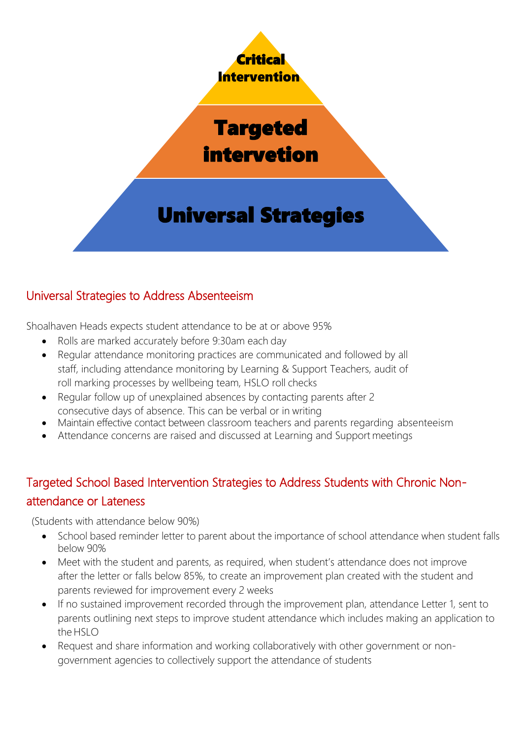Critical Intervention

Targeted intervention

Universal Strategies

## Universal Strategies to Address Absenteeism

Shoalhaven Heads expects student attendance to be at or above 95%

- Rolls are marked accurately before 9:30am each day
- Regular attendance monitoring practices are communicated and followed by all staff, including attendance monitoring by Learning & Support Teachers, audit of roll marking processes by wellbeing team, HSLO roll checks
- Regular follow up of unexplained absences by contacting parents after 2 consecutive days of absence. This can be verbal or in writing
- Maintain effective contact between classroom teachers and parents regarding absenteeism
- Attendance concerns are raised and discussed at Learning and Support meetings

## Targeted School Based Intervention Strategies to Address Students with Chronic Non-attendance or Lateness

(Students with attendance below 90%)

- School based reminder letter to parent about the importance of school attendance when student falls below 90%
- Meet with the student and parents, as required, when student's attendance does not improve after the letter or falls below 85%, to create an improvement plan created with the student and parents reviewed for improvement every 2 weeks
- If no sustained improvement recorded through the improvement plan, attendance Letter 1, sent to parents outlining next steps to improve student attendance which includes making an application to the HSLO
- Request and share information and working collaboratively with other government or non-government agencies to collectively support the attendance of students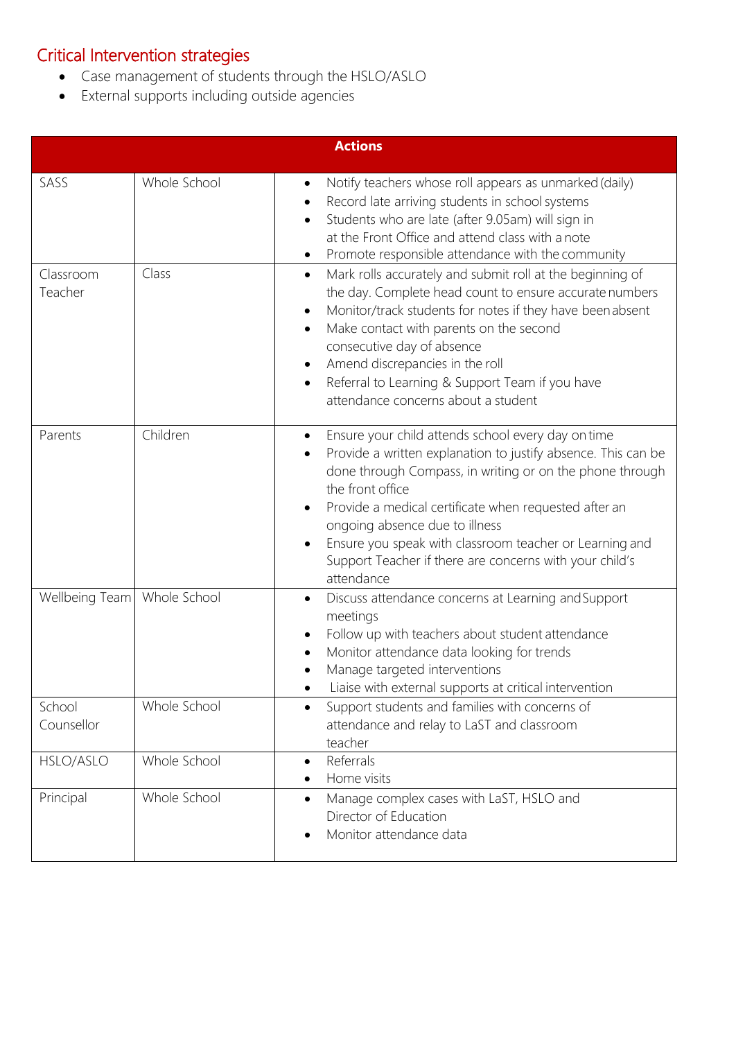## Critical Intervention strategies

- Case management of students through the HSLO/ASLO
- External supports including outside agencies

| Actions | | |
|---|---|---|
| SASS | Whole School | • Notify teachers whose roll appears as unmarked (daily)<br>• Record late arriving students in school systems<br>• Students who are late (after 9.05am) will sign in at the Front Office and attend class with a note<br>• Promote responsible attendance with the community |
| Classroom Teacher | Class | • Mark rolls accurately and submit roll at the beginning of the day. Complete head count to ensure accurate numbers<br>• Monitor/track students for notes if they have been absent<br>• Make contact with parents on the second consecutive day of absence<br>• Amend discrepancies in the roll<br>• Referral to Learning & Support Team if you have attendance concerns about a student |
| Parents | Children | • Ensure your child attends school every day on time<br>• Provide a written explanation to justify absence. This can be done through Compass, in writing or on the phone through the front office<br>• Provide a medical certificate when requested after an ongoing absence due to illness<br>• Ensure you speak with classroom teacher or Learning and Support Teacher if there are concerns with your child's attendance |
| Wellbeing Team | Whole School | • Discuss attendance concerns at Learning and Support meetings<br>• Follow up with teachers about student attendance<br>• Monitor attendance data looking for trends<br>• Manage targeted interventions<br>• Liaise with external supports at critical intervention |
| School Counsellor | Whole School | • Support students and families with concerns of attendance and relay to LaST and classroom teacher |
| HSLO/ASLO | Whole School | • Referrals<br>• Home visits |
| Principal | Whole School | • Manage complex cases with LaST, HSLO and Director of Education<br>• Monitor attendance data |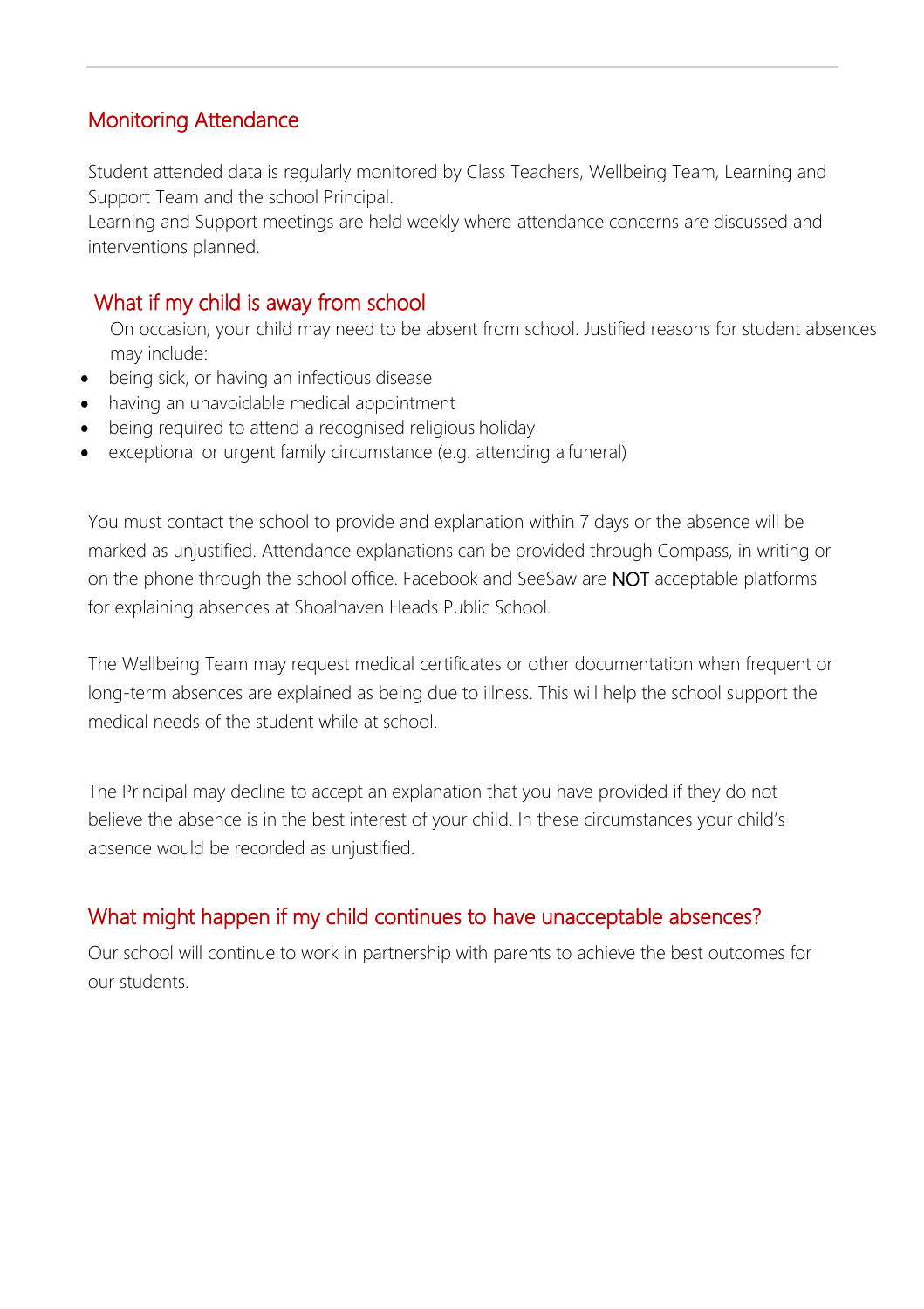## Monitoring Attendance

Student attended data is regularly monitored by Class Teachers, Wellbeing Team, Learning and Support Team and the school Principal.
Learning and Support meetings are held weekly where attendance concerns are discussed and interventions planned.

## What if my child is away from school

On occasion, your child may need to be absent from school. Justified reasons for student absences may include:

- being sick, or having an infectious disease
- having an unavoidable medical appointment
- being required to attend a recognised religious holiday
- exceptional or urgent family circumstance (e.g. attending a funeral)

You must contact the school to provide and explanation within 7 days or the absence will be marked as unjustified. Attendance explanations can be provided through Compass, in writing or on the phone through the school office. Facebook and SeeSaw are NOT acceptable platforms for explaining absences at Shoalhaven Heads Public School.

The Wellbeing Team may request medical certificates or other documentation when frequent or long-term absences are explained as being due to illness. This will help the school support the medical needs of the student while at school.

The Principal may decline to accept an explanation that you have provided if they do not believe the absence is in the best interest of your child. In these circumstances your child's absence would be recorded as unjustified.

## What might happen if my child continues to have unacceptable absences?

Our school will continue to work in partnership with parents to achieve the best outcomes for our students.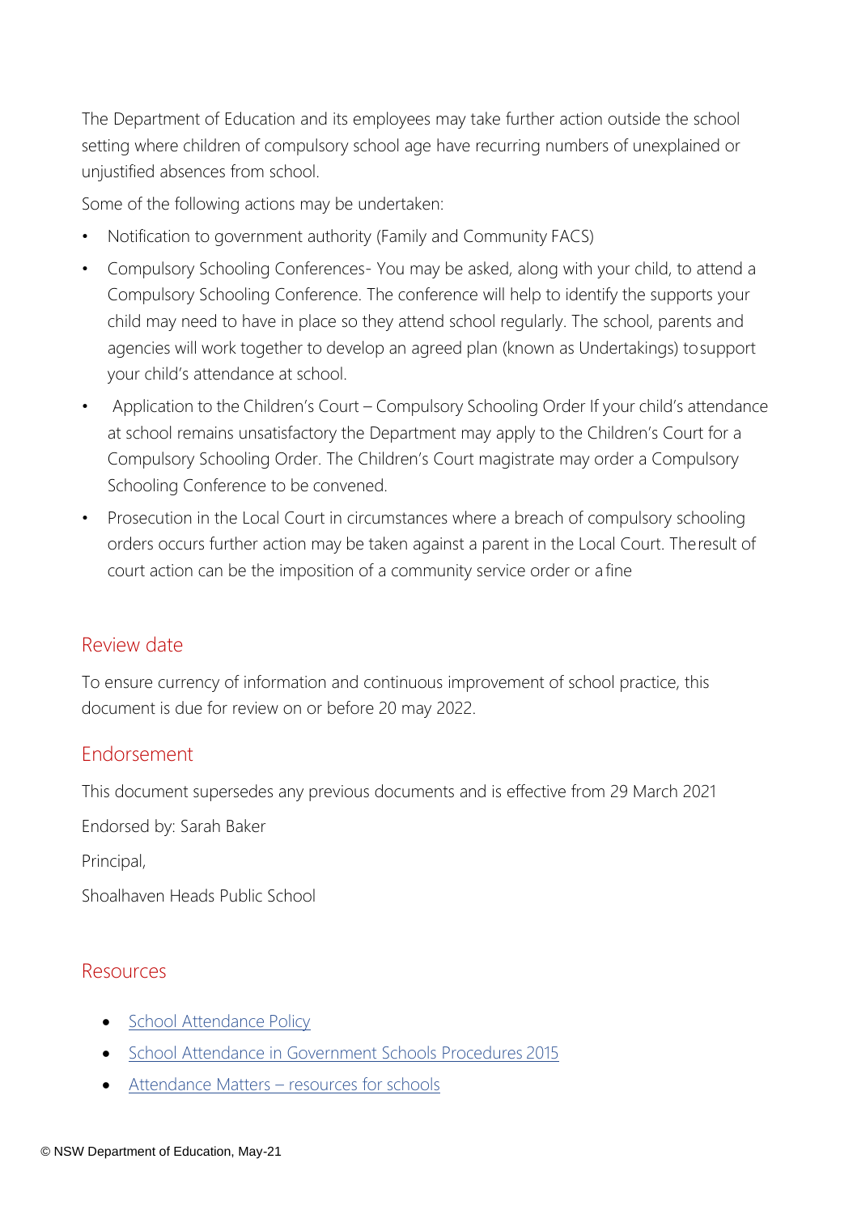The Department of Education and its employees may take further action outside the school setting where children of compulsory school age have recurring numbers of unexplained or unjustified absences from school.

Some of the following actions may be undertaken:

- Notification to government authority (Family and Community FACS)
- Compulsory Schooling Conferences- You may be asked, along with your child, to attend a Compulsory Schooling Conference. The conference will help to identify the supports your child may need to have in place so they attend school regularly. The school, parents and agencies will work together to develop an agreed plan (known as Undertakings) to support your child's attendance at school.
- Application to the Children's Court – Compulsory Schooling Order If your child's attendance at school remains unsatisfactory the Department may apply to the Children's Court for a Compulsory Schooling Order. The Children's Court magistrate may order a Compulsory Schooling Conference to be convened.
- Prosecution in the Local Court in circumstances where a breach of compulsory schooling orders occurs further action may be taken against a parent in the Local Court. The result of court action can be the imposition of a community service order or a fine

## Review date

To ensure currency of information and continuous improvement of school practice, this document is due for review on or before 20 may 2022.

## Endorsement

This document supersedes any previous documents and is effective from 29 March 2021

Endorsed by: Sarah Baker

Principal,

Shoalhaven Heads Public School

## Resources

- School Attendance Policy
- School Attendance in Government Schools Procedures 2015
- Attendance Matters – resources for schools

© NSW Department of Education, May-21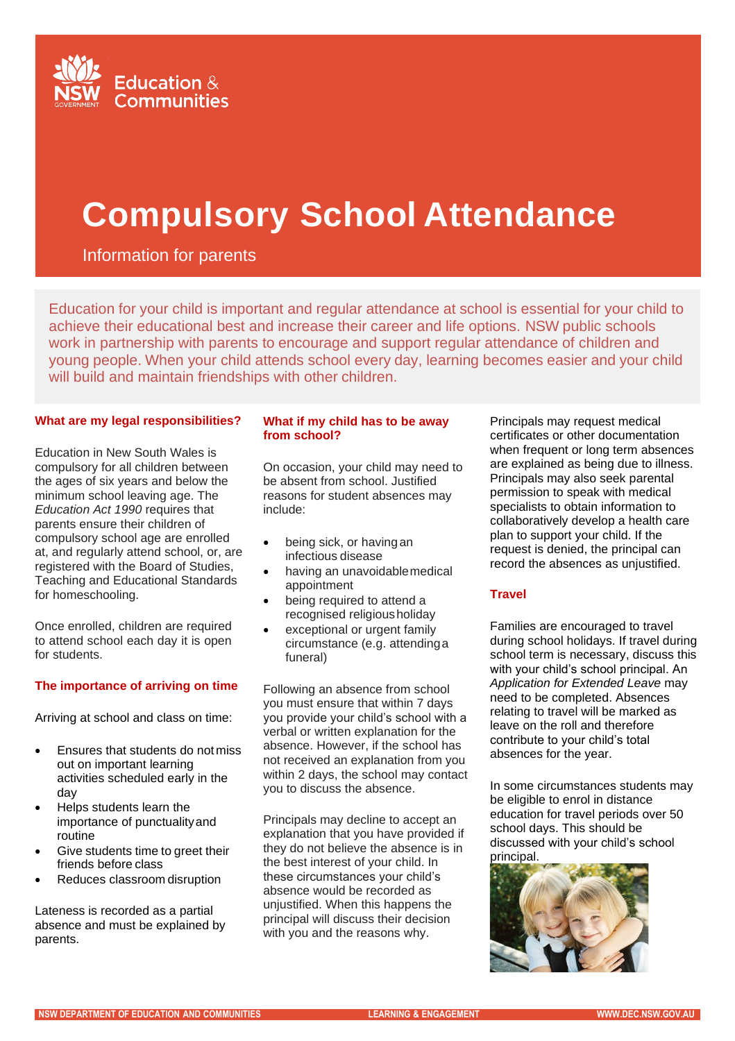# Compulsory School Attendance

Information for parents

Education for your child is important and regular attendance at school is essential for your child to achieve their educational best and increase their career and life options. NSW public schools work in partnership with parents to encourage and support regular attendance of children and young people. When your child attends school every day, learning becomes easier and your child will build and maintain friendships with other children.

## What are my legal responsibilities?

Education in New South Wales is compulsory for all children between the ages of six years and below the minimum school leaving age. The *Education Act 1990* requires that parents ensure their children of compulsory school age are enrolled at, and regularly attend school, or, are registered with the Board of Studies, Teaching and Educational Standards for homeschooling.

Once enrolled, children are required to attend school each day it is open for students.

## The importance of arriving on time

Arriving at school and class on time:

- Ensures that students do not miss out on important learning activities scheduled early in the day
- Helps students learn the importance of punctuality and routine
- Give students time to greet their friends before class
- Reduces classroom disruption

Lateness is recorded as a partial absence and must be explained by parents.

## What if my child has to be away from school?

On occasion, your child may need to be absent from school. Justified reasons for student absences may include:

- being sick, or having an infectious disease
- having an unavoidable medical appointment
- being required to attend a recognised religious holiday
- exceptional or urgent family circumstance (e.g. attending a funeral)

Following an absence from school you must ensure that within 7 days you provide your child's school with a verbal or written explanation for the absence. However, if the school has not received an explanation from you within 2 days, the school may contact you to discuss the absence.

Principals may decline to accept an explanation that you have provided if they do not believe the absence is in the best interest of your child. In these circumstances your child's absence would be recorded as unjustified. When this happens the principal will discuss their decision with you and the reasons why.

Principals may request medical certificates or other documentation when frequent or long term absences are explained as being due to illness. Principals may also seek parental permission to speak with medical specialists to obtain information to collaboratively develop a health care plan to support your child. If the request is denied, the principal can record the absences as unjustified.

## Travel

Families are encouraged to travel during school holidays. If travel during school term is necessary, discuss this with your child's school principal. An *Application for Extended Leave* may need to be completed. Absences relating to travel will be marked as leave on the roll and therefore contribute to your child's total absences for the year.

In some circumstances students may be eligible to enrol in distance education for travel periods over 50 school days. This should be discussed with your child's school principal.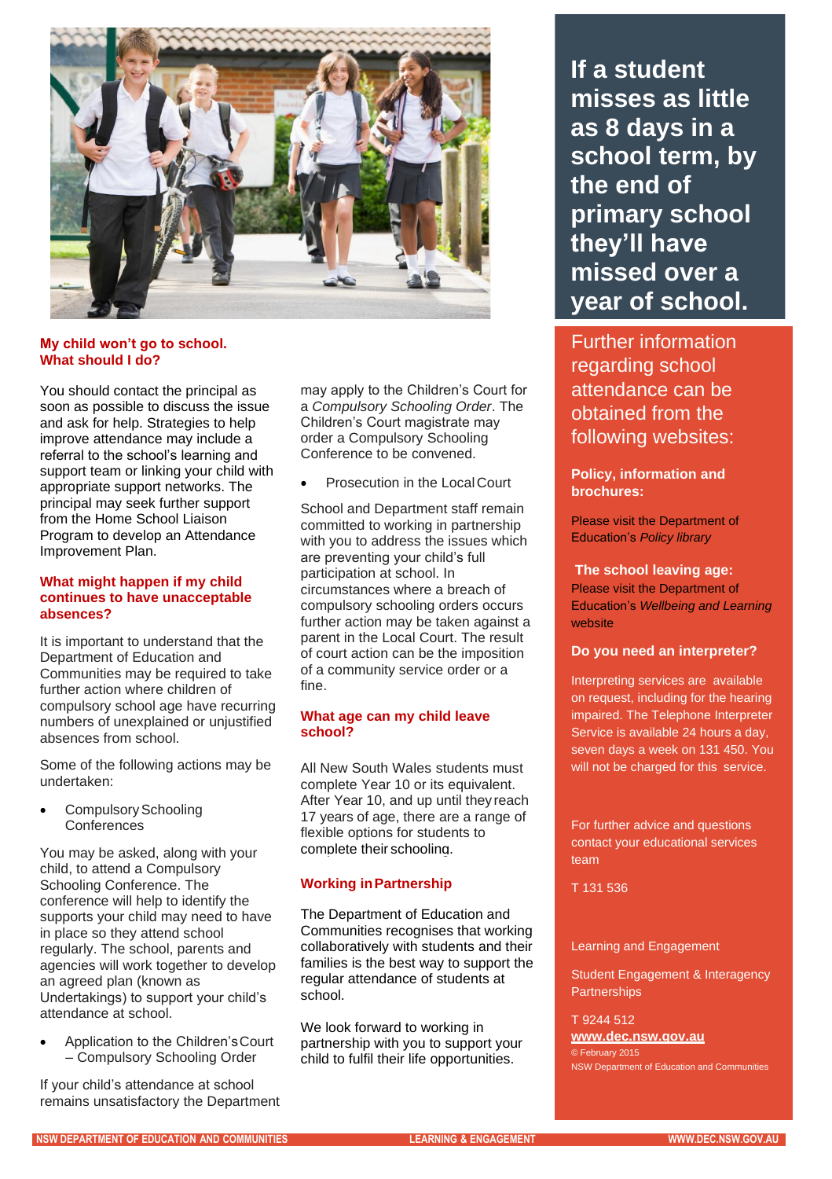## My child won't go to school. What should I do?

You should contact the principal as soon as possible to discuss the issue and ask for help. Strategies to help improve attendance may include a referral to the school's learning and support team or linking your child with appropriate support networks. The principal may seek further support from the Home School Liaison Program to develop an Attendance Improvement Plan.

## What might happen if my child continues to have unacceptable absences?

It is important to understand that the Department of Education and Communities may be required to take further action where children of compulsory school age have recurring numbers of unexplained or unjustified absences from school.

Some of the following actions may be undertaken:

- Compulsory Schooling Conferences

You may be asked, along with your child, to attend a Compulsory Schooling Conference. The conference will help to identify the supports your child may need to have in place so they attend school regularly. The school, parents and agencies will work together to develop an agreed plan (known as Undertakings) to support your child's attendance at school.

- Application to the Children's Court – Compulsory Schooling Order

If your child's attendance at school remains unsatisfactory the Department may apply to the Children's Court for a *Compulsory Schooling Order*. The Children's Court magistrate may order a Compulsory Schooling Conference to be convened.

- Prosecution in the Local Court

School and Department staff remain committed to working in partnership with you to address the issues which are preventing your child's full participation at school. In circumstances where a breach of compulsory schooling orders occurs further action may be taken against a parent in the Local Court. The result of court action can be the imposition of a community service order or a fine.

## What age can my child leave school?

All New South Wales students must complete Year 10 or its equivalent. After Year 10, and up until they reach 17 years of age, there are a range of flexible options for students to complete their schooling.

## Working in Partnership

The Department of Education and Communities recognises that working collaboratively with students and their families is the best way to support the regular attendance of students at school.

We look forward to working in partnership with you to support your child to fulfil their life opportunities.

**If a student misses as little as 8 days in a school term, by the end of primary school they'll have missed over a year of school.**

Further information regarding school attendance can be obtained from the following websites:

**Policy, information and brochures:**

Please visit the Department of Education's *Policy library*

**The school leaving age:**

Please visit the Department of Education's *Wellbeing and Learning* website

**Do you need an interpreter?**

Interpreting services are available on request, including for the hearing impaired. The Telephone Interpreter Service is available 24 hours a day, seven days a week on 131 450. You will not be charged for this service.

For further advice and questions contact your educational services team

T 131 536

Learning and Engagement

Student Engagement & Interagency Partnerships

T 9244 512

**www.dec.nsw.gov.au**

© February 2015

NSW Department of Education and Communities